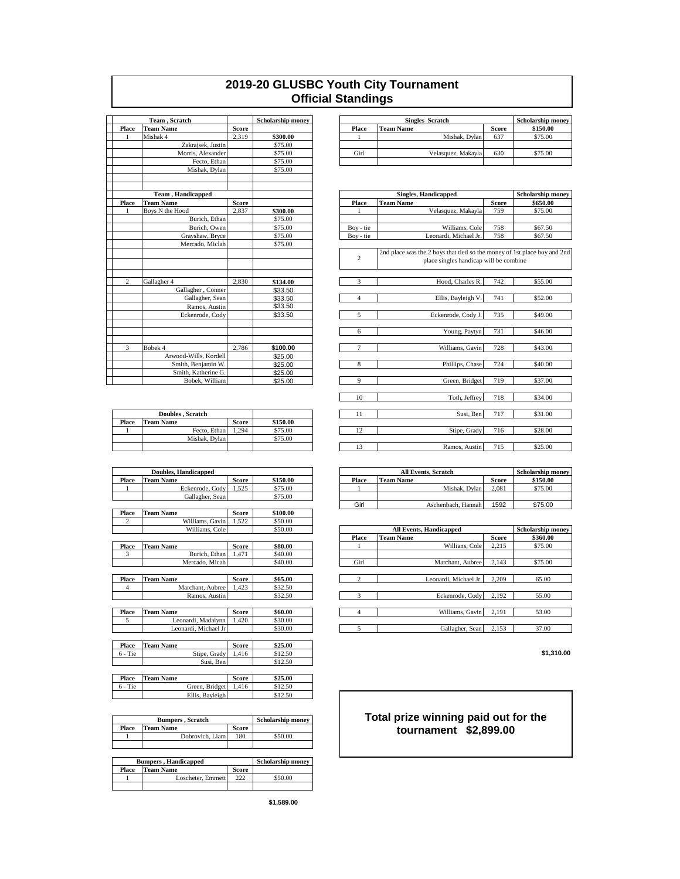# 2019-20 GLUSBC Youth City Tournament
# Official Standings

| Team , Scratch | | | Scholarship money |
|---|---|---|---|
| Place | Team Name | Score | |
| 1 | Mishak 4 | 2,319 | $300.00 |
| | Zakrajsek, Justin | | $75.00 |
| | Morris, Alexander | | $75.00 |
| | Fecto, Ethan | | $75.00 |
| | Mishak, Dylan | | $75.00 |

| Team , Handicapped | | | |
|---|---|---|---|
| Place | Team Name | Score | |
| 1 | Boys N the Hood | 2,837 | $300.00 |
| | Burich, Ethan | | $75.00 |
| | Burich, Owen | | $75.00 |
| | Grayshaw, Bryce | | $75.00 |
| | Mercado, Miclah | | $75.00 |
| 2 | Gallagher 4 | 2,830 | $134.00 |
| | Gallagher , Conner | | $33.50 |
| | Gallagher, Sean | | $33.50 |
| | Ramos, Austin | | $33.50 |
| | Eckenrode, Cody | | $33.50 |
| 3 | Bobek 4 | 2,786 | $100.00 |
| | Arwood-Wills, Kordell | | $25.00 |
| | Smith, Benjamin W. | | $25.00 |
| | Smith, Katherine G. | | $25.00 |
| | Bobek, William | | $25.00 |

| Doubles , Scratch | | | |
|---|---|---|---|
| Place | Team Name | Score | $150.00 |
| 1 | Fecto, Ethan | 1,294 | $75.00 |
| | Mishak, Dylan | | $75.00 |

| Doubles, Handicapped | | | |
|---|---|---|---|
| Place | Team Name | Score | $150.00 |
| 1 | Eckenrode, Cody | 1,525 | $75.00 |
| | Gallagher, Sean | | $75.00 |
| Place | Team Name | Score | $100.00 |
| 2 | Williams, Gavin | 1,522 | $50.00 |
| | Williams, Cole | | $50.00 |
| Place | Team Name | Score | $80.00 |
| 3 | Burich, Ethan | 1,471 | $40.00 |
| | Mercado, Micah | | $40.00 |
| Place | Team Name | Score | $65.00 |
| 4 | Marchant, Aubree | 1,423 | $32.50 |
| | Ramos, Austin | | $32.50 |
| Place | Team Name | Score | $60.00 |
| 5 | Leonardi, Madalynn | 1,420 | $30.00 |
| | Leonardi, Michael Jr | | $30.00 |
| Place | Team Name | Score | $25.00 |
| 6 - Tie | Stipe, Grady | 1,416 | $12.50 |
| | Susi, Ben | | $12.50 |
| Place | Team Name | Score | $25.00 |
| 6 - Tie | Green, Bridget | 1,416 | $12.50 |
| | Ellis, Bayleigh | | $12.50 |

| Bumpers , Scratch | | | Scholarship money |
|---|---|---|---|
| Place | Team Name | Score | |
| 1 | Dobrovich, Liam | 180 | $50.00 |

| Bumpers , Handicapped | | | Scholarship money |
|---|---|---|---|
| Place | Team Name | Score | |
| 1 | Loscheter, Emmett | 222 | $50.00 |

$1,589.00

| Singles Scratch | | | Scholarship money |
|---|---|---|---|
| Place | Team Name | Score | $150.00 |
| 1 | Mishak, Dylan | 637 | $75.00 |
| Girl | Velasquez, Makayla | 630 | $75.00 |

| Singles, Handicapped | | | Scholarship money |
|---|---|---|---|
| Place | Team Name | Score | $650.00 |
| 1 | Velasquez, Makayla | 759 | $75.00 |
| Boy - tie | Williams, Cole | 758 | $67.50 |
| Boy - tie | Leonardi, Michael Jr. | 758 | $67.50 |
| 2 | 2nd place was the 2 boys that tied so the money of 1st place boy and 2nd place singles handicap will be combine | | |
| 3 | Hood, Charles R. | 742 | $55.00 |
| 4 | Ellis, Bayleigh V. | 741 | $52.00 |
| 5 | Eckenrode, Cody J. | 735 | $49.00 |
| 6 | Young, Paytyn | 731 | $46.00 |
| 7 | Williams, Gavin | 728 | $43.00 |
| 8 | Phillips, Chase | 724 | $40.00 |
| 9 | Green, Bridget | 719 | $37.00 |
| 10 | Toth, Jeffrey | 718 | $34.00 |
| 11 | Susi, Ben | 717 | $31.00 |
| 12 | Stipe, Grady | 716 | $28.00 |
| 13 | Ramos, Austin | 715 | $25.00 |

| All Events, Scratch | | | Scholarship money |
|---|---|---|---|
| Place | Team Name | Score | $150.00 |
| 1 | Mishak, Dylan | 2,081 | $75.00 |
| Girl | Aschenbach, Hannah | 1592 | $75.00 |

| All Events, Handicapped | | | Scholarship money |
|---|---|---|---|
| Place | Team Name | Score | $360.00 |
| 1 | Willians, Cole | 2,215 | $75.00 |
| Girl | Marchant, Aubree | 2,143 | $75.00 |
| 2 | Leonardi, Michael Jr. | 2,209 | 65.00 |
| 3 | Eckenrode, Cody | 2,192 | 55.00 |
| 4 | Williams, Gavin | 2,191 | 53.00 |
| 5 | Gallagher, Sean | 2,153 | 37.00 |

$1,310.00

**Total prize winning paid out for the tournament $2,899.00**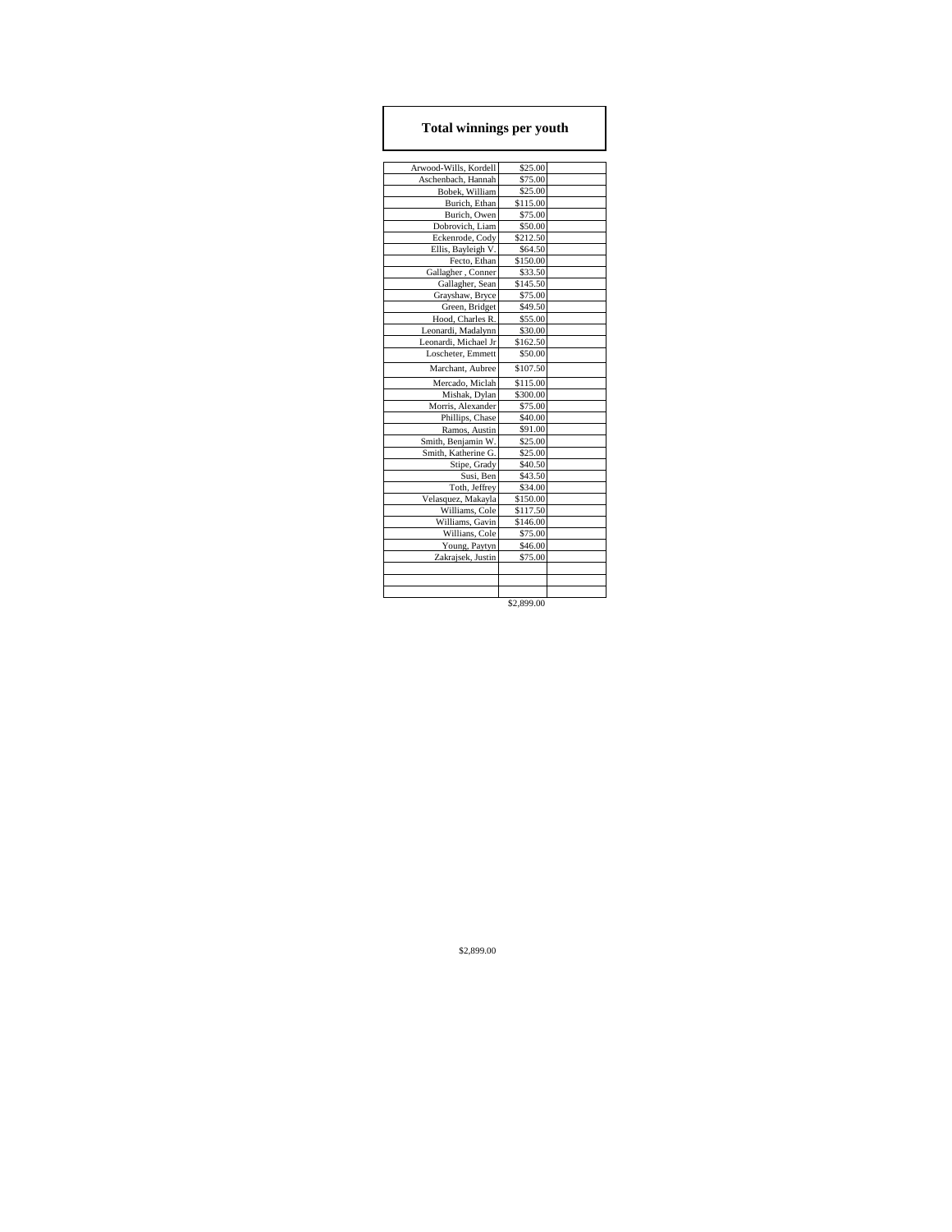## Total winnings per youth

| | | |
|---|---|---|
| Arwood-Wills, Kordell | $25.00 | |
| Aschenbach, Hannah | $75.00 | |
| Bobek, William | $25.00 | |
| Burich, Ethan | $115.00 | |
| Burich, Owen | $75.00 | |
| Dobrovich, Liam | $50.00 | |
| Eckenrode, Cody | $212.50 | |
| Ellis, Bayleigh V. | $64.50 | |
| Fecto, Ethan | $150.00 | |
| Gallagher , Conner | $33.50 | |
| Gallagher, Sean | $145.50 | |
| Grayshaw, Bryce | $75.00 | |
| Green, Bridget | $49.50 | |
| Hood, Charles R. | $55.00 | |
| Leonardi, Madalynn | $30.00 | |
| Leonardi, Michael Jr | $162.50 | |
| Loscheter, Emmett | $50.00 | |
| Marchant, Aubree | $107.50 | |
| Mercado, Miclah | $115.00 | |
| Mishak, Dylan | $300.00 | |
| Morris, Alexander | $75.00 | |
| Phillips, Chase | $40.00 | |
| Ramos, Austin | $91.00 | |
| Smith, Benjamin W. | $25.00 | |
| Smith, Katherine G. | $25.00 | |
| Stipe, Grady | $40.50 | |
| Susi, Ben | $43.50 | |
| Toth, Jeffrey | $34.00 | |
| Velasquez, Makayla | $150.00 | |
| Williams, Cole | $117.50 | |
| Williams, Gavin | $146.00 | |
| Willians, Cole | $75.00 | |
| Young, Paytyn | $46.00 | |
| Zakrajsek, Justin | $75.00 | |
| | | |
| | | |
| | | |
| | $2,899.00 | |

$2,899.00